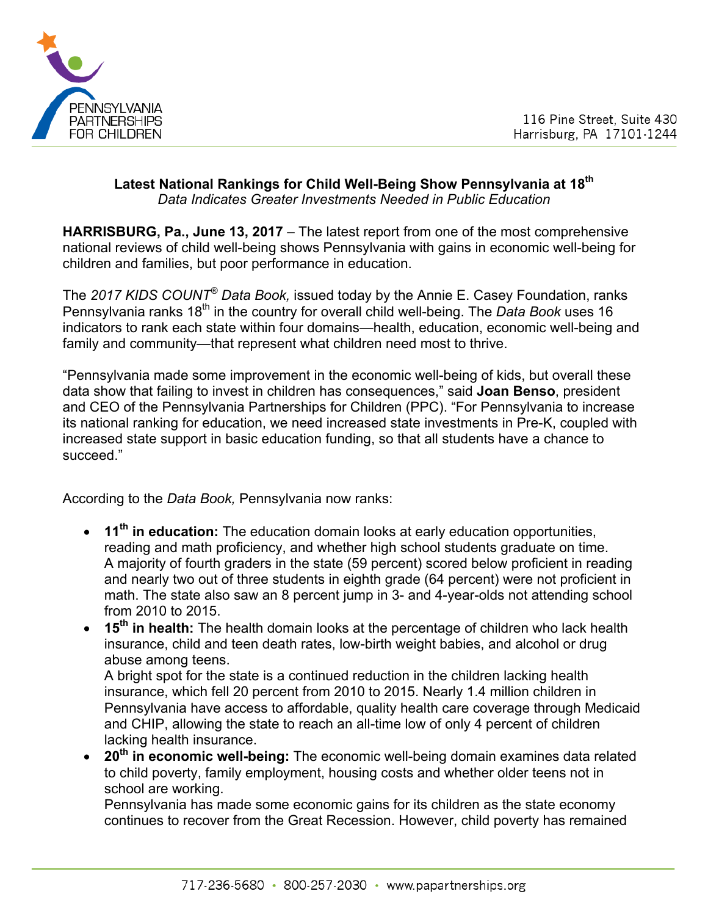PENNSYLVANIA PARTNERSHIPS FOR CHILDREN

116 Pine Street, Suite 430
Harrisburg, PA 17101-1244

**Latest National Rankings for Child Well-Being Show Pennsylvania at 18th**
*Data Indicates Greater Investments Needed in Public Education*

**HARRISBURG, Pa., June 13, 2017** – The latest report from one of the most comprehensive national reviews of child well-being shows Pennsylvania with gains in economic well-being for children and families, but poor performance in education.

The *2017 KIDS COUNT® Data Book,* issued today by the Annie E. Casey Foundation, ranks Pennsylvania ranks 18th in the country for overall child well-being. The *Data Book* uses 16 indicators to rank each state within four domains—health, education, economic well-being and family and community—that represent what children need most to thrive.

"Pennsylvania made some improvement in the economic well-being of kids, but overall these data show that failing to invest in children has consequences," said **Joan Benso**, president and CEO of the Pennsylvania Partnerships for Children (PPC). "For Pennsylvania to increase its national ranking for education, we need increased state investments in Pre-K, coupled with increased state support in basic education funding, so that all students have a chance to succeed."

According to the *Data Book,* Pennsylvania now ranks:

- **11th in education:** The education domain looks at early education opportunities, reading and math proficiency, and whether high school students graduate on time. A majority of fourth graders in the state (59 percent) scored below proficient in reading and nearly two out of three students in eighth grade (64 percent) were not proficient in math. The state also saw an 8 percent jump in 3- and 4-year-olds not attending school from 2010 to 2015.
- **15th in health:** The health domain looks at the percentage of children who lack health insurance, child and teen death rates, low-birth weight babies, and alcohol or drug abuse among teens.
  A bright spot for the state is a continued reduction in the children lacking health insurance, which fell 20 percent from 2010 to 2015. Nearly 1.4 million children in Pennsylvania have access to affordable, quality health care coverage through Medicaid and CHIP, allowing the state to reach an all-time low of only 4 percent of children lacking health insurance.
- **20th in economic well-being:** The economic well-being domain examines data related to child poverty, family employment, housing costs and whether older teens not in school are working.
  Pennsylvania has made some economic gains for its children as the state economy continues to recover from the Great Recession. However, child poverty has remained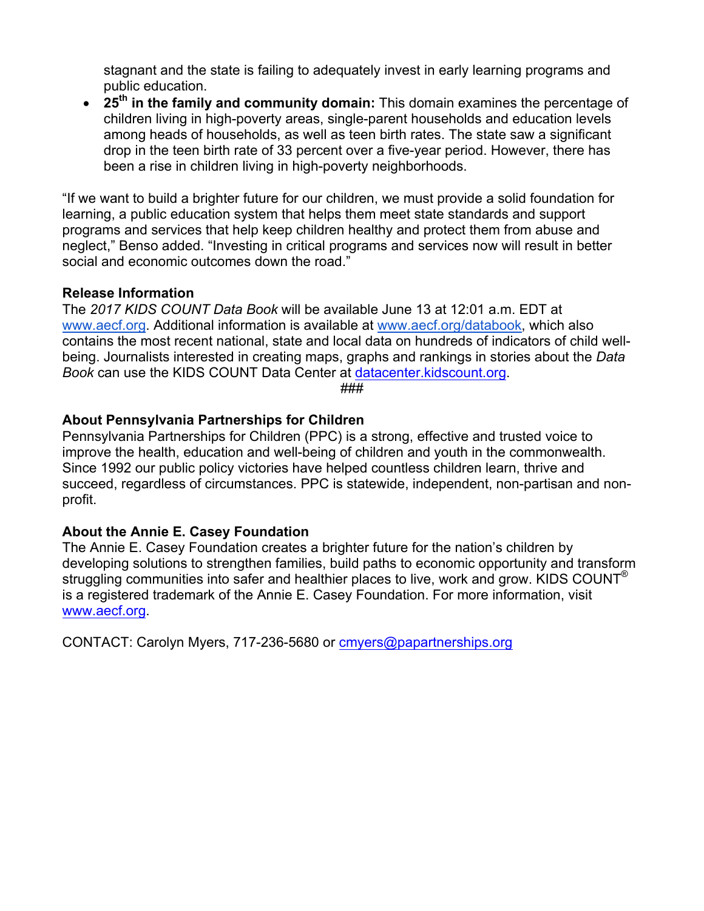stagnant and the state is failing to adequately invest in early learning programs and public education.

- **25th in the family and community domain:** This domain examines the percentage of children living in high-poverty areas, single-parent households and education levels among heads of households, as well as teen birth rates. The state saw a significant drop in the teen birth rate of 33 percent over a five-year period. However, there has been a rise in children living in high-poverty neighborhoods.

"If we want to build a brighter future for our children, we must provide a solid foundation for learning, a public education system that helps them meet state standards and support programs and services that help keep children healthy and protect them from abuse and neglect," Benso added. "Investing in critical programs and services now will result in better social and economic outcomes down the road."

**Release Information**

The *2017 KIDS COUNT Data Book* will be available June 13 at 12:01 a.m. EDT at www.aecf.org. Additional information is available at www.aecf.org/databook, which also contains the most recent national, state and local data on hundreds of indicators of child well-being. Journalists interested in creating maps, graphs and rankings in stories about the *Data Book* can use the KIDS COUNT Data Center at datacenter.kidscount.org.

###

**About Pennsylvania Partnerships for Children**

Pennsylvania Partnerships for Children (PPC) is a strong, effective and trusted voice to improve the health, education and well-being of children and youth in the commonwealth. Since 1992 our public policy victories have helped countless children learn, thrive and succeed, regardless of circumstances. PPC is statewide, independent, non-partisan and non-profit.

**About the Annie E. Casey Foundation**

The Annie E. Casey Foundation creates a brighter future for the nation's children by developing solutions to strengthen families, build paths to economic opportunity and transform struggling communities into safer and healthier places to live, work and grow. KIDS COUNT® is a registered trademark of the Annie E. Casey Foundation. For more information, visit www.aecf.org.

CONTACT: Carolyn Myers, 717-236-5680 or cmyers@papartnerships.org